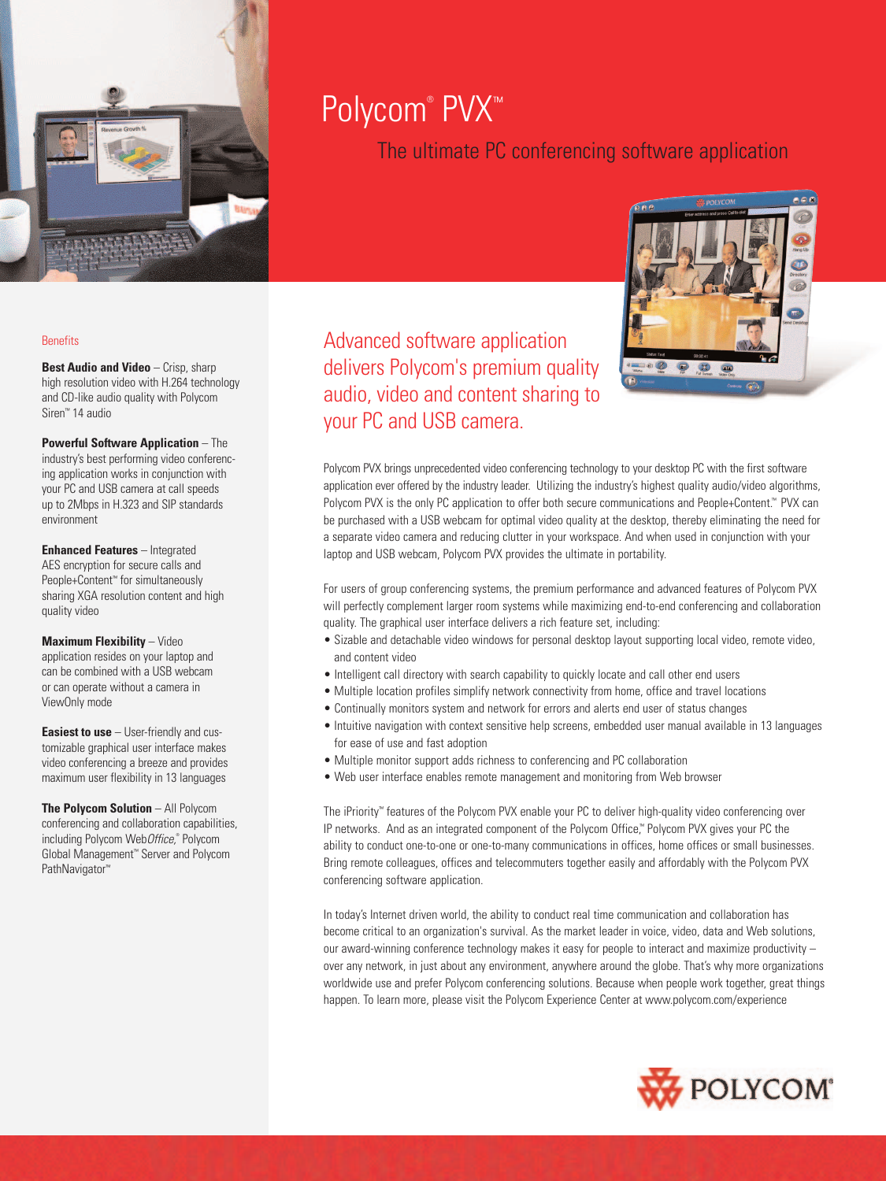# Polycom® PVX™

## The ultimate PC conferencing software application

### Benefits

**Best Audio and Video** – Crisp, sharp high resolution video with H.264 technology and CD-like audio quality with Polycom Siren™ 14 audio

**Powerful Software Application** – The industry's best performing video conferencing application works in conjunction with your PC and USB camera at call speeds up to 2Mbps in H.323 and SIP standards environment

**Enhanced Features** – Integrated AES encryption for secure calls and People+Content™ for simultaneously sharing XGA resolution content and high quality video

**Maximum Flexibility** – Video application resides on your laptop and can be combined with a USB webcam or can operate without a camera in ViewOnly mode

**Easiest to use** – User-friendly and customizable graphical user interface makes video conferencing a breeze and provides maximum user flexibility in 13 languages

**The Polycom Solution** – All Polycom conferencing and collaboration capabilities, including Polycom Web*Office*,® Polycom Global Management™ Server and Polycom PathNavigator™

## Advanced software application delivers Polycom's premium quality audio, video and content sharing to your PC and USB camera.

Polycom PVX brings unprecedented video conferencing technology to your desktop PC with the first software application ever offered by the industry leader. Utilizing the industry's highest quality audio/video algorithms, Polycom PVX is the only PC application to offer both secure communications and People+Content.™ PVX can be purchased with a USB webcam for optimal video quality at the desktop, thereby eliminating the need for a separate video camera and reducing clutter in your workspace. And when used in conjunction with your laptop and USB webcam, Polycom PVX provides the ultimate in portability.

For users of group conferencing systems, the premium performance and advanced features of Polycom PVX will perfectly complement larger room systems while maximizing end-to-end conferencing and collaboration quality. The graphical user interface delivers a rich feature set, including:

- Sizable and detachable video windows for personal desktop layout supporting local video, remote video, and content video
- Intelligent call directory with search capability to quickly locate and call other end users
- Multiple location profiles simplify network connectivity from home, office and travel locations
- Continually monitors system and network for errors and alerts end user of status changes
- Intuitive navigation with context sensitive help screens, embedded user manual available in 13 languages for ease of use and fast adoption
- Multiple monitor support adds richness to conferencing and PC collaboration
- Web user interface enables remote management and monitoring from Web browser

The iPriority™ features of the Polycom PVX enable your PC to deliver high-quality video conferencing over IP networks. And as an integrated component of the Polycom Office,™ Polycom PVX gives your PC the ability to conduct one-to-one or one-to-many communications in offices, home offices or small businesses. Bring remote colleagues, offices and telecommuters together easily and affordably with the Polycom PVX conferencing software application.

In today's Internet driven world, the ability to conduct real time communication and collaboration has become critical to an organization's survival. As the market leader in voice, video, data and Web solutions, our award-winning conference technology makes it easy for people to interact and maximize productivity – over any network, in just about any environment, anywhere around the globe. That's why more organizations worldwide use and prefer Polycom conferencing solutions. Because when people work together, great things happen. To learn more, please visit the Polycom Experience Center at www.polycom.com/experience

POLYCOM®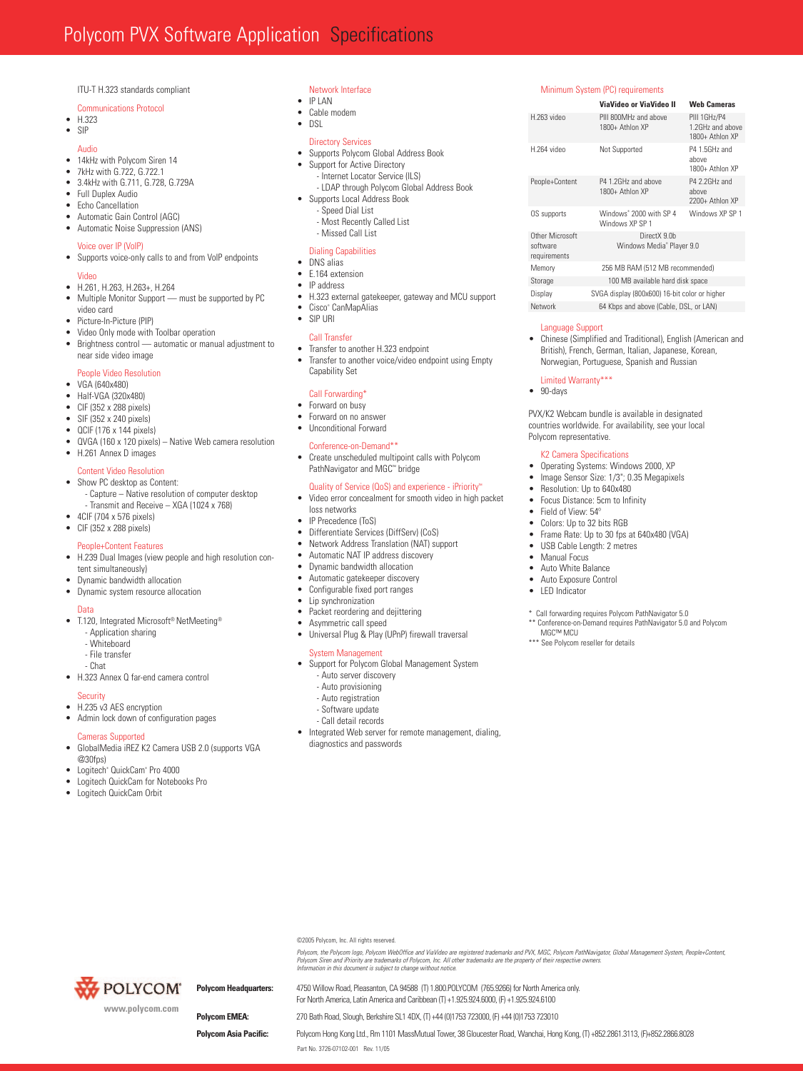# Polycom PVX Software Application Specifications

ITU-T H.323 standards compliant

### Communications Protocol

- H.323
- SIP

### Audio

- 14kHz with Polycom Siren 14
- 7kHz with G.722, G.722.1
- 3.4kHz with G.711, G.728, G.729A
- Full Duplex Audio
- Echo Cancellation
- Automatic Gain Control (AGC)
- Automatic Noise Suppression (ANS)

### Voice over IP (VoIP)

- Supports voice-only calls to and from VoIP endpoints

### Video

- H.261, H.263, H.263+, H.264
- Multiple Monitor Support — must be supported by PC video card
- Picture-In-Picture (PIP)
- Video Only mode with Toolbar operation
- Brightness control — automatic or manual adjustment to near side video image

### People Video Resolution

- VGA (640x480)
- Half-VGA (320x480)
- CIF (352 x 288 pixels)
- SIF (352 x 240 pixels)
- QCIF (176 x 144 pixels)
- QVGA (160 x 120 pixels) – Native Web camera resolution
- H.261 Annex D images

### Content Video Resolution

- Show PC desktop as Content:
  - Capture – Native resolution of computer desktop
  - Transmit and Receive – XGA (1024 x 768)
- 4CIF (704 x 576 pixels)
- CIF (352 x 288 pixels)

### People+Content Features

- H.239 Dual Images (view people and high resolution content simultaneously)
- Dynamic bandwidth allocation
- Dynamic system resource allocation

### Data

- T.120, Integrated Microsoft® NetMeeting®
  - Application sharing
  - Whiteboard
  - File transfer
  - Chat
- H.323 Annex Q far-end camera control

### Security

- H.235 v3 AES encryption
- Admin lock down of configuration pages

### Cameras Supported

- GlobalMedia iREZ K2 Camera USB 2.0 (supports VGA @30fps)
- Logitech® QuickCam® Pro 4000
- Logitech QuickCam for Notebooks Pro
- Logitech QuickCam Orbit

### Network Interface

- IP LAN
- Cable modem
- DSL

### Directory Services

- Supports Polycom Global Address Book
- Support for Active Directory
  - Internet Locator Service (ILS)
  - LDAP through Polycom Global Address Book
- Supports Local Address Book
  - Speed Dial List
  - Most Recently Called List
  - Missed Call List

### Dialing Capabilities

- DNS alias
- E.164 extension
- IP address
- H.323 external gatekeeper, gateway and MCU support
- Cisco® CanMapAlias
- SIP URI

### Call Transfer

- Transfer to another H.323 endpoint
- Transfer to another voice/video endpoint using Empty Capability Set

### Call Forwarding*

- Forward on busy
- Forward on no answer
- Unconditional Forward

### Conference-on-Demand**

- Create unscheduled multipoint calls with Polycom PathNavigator and MGC™ bridge

### Quality of Service (QoS) and experience - iPriority™

- Video error concealment for smooth video in high packet loss networks
- IP Precedence (ToS)
- Differentiate Services (DiffServ) (CoS)
- Network Address Translation (NAT) support
- Automatic NAT IP address discovery
- Dynamic bandwidth allocation
- Automatic gatekeeper discovery
- Configurable fixed port ranges
- Lip synchronization
- Packet reordering and dejittering
- Asymmetric call speed
- Universal Plug & Play (UPnP) firewall traversal

### System Management

- Support for Polycom Global Management System
  - Auto server discovery
  - Auto provisioning
  - Auto registration
  - Software update
  - Call detail records
- Integrated Web server for remote management, dialing, diagnostics and passwords

### Minimum System (PC) requirements

| | ViaVideo or ViaVideo II | Web Cameras |
|---|---|---|
| H.263 video | PIII 800MHz and above 1800+ Athlon XP | PIII 1GHz/P4 1.2GHz and above 1800+ Athlon XP |
| H.264 video | Not Supported | P4 1.5GHz and above 1800+ Athlon XP |
| People+Content | P4 1.2GHz and above 1800+ Athlon XP | P4 2.2GHz and above 2200+ Athlon XP |
| OS supports | Windows® 2000 with SP 4 Windows XP SP 1 | Windows XP SP 1 |
| Other Microsoft software requirements | DirectX 9.0b Windows Media® Player 9.0 | |
| Memory | 256 MB RAM (512 MB recommended) | |
| Storage | 100 MB available hard disk space | |
| Display | SVGA display (800x600) 16-bit color or higher | |
| Network | 64 Kbps and above (Cable, DSL, or LAN) | |

### Language Support

- Chinese (Simplified and Traditional), English (American and British), French, German, Italian, Japanese, Korean, Norwegian, Portuguese, Spanish and Russian

### Limited Warranty***

- 90-days

PVX/K2 Webcam bundle is available in designated countries worldwide. For availability, see your local Polycom representative.

### K2 Camera Specifications

- Operating Systems: Windows 2000, XP
- Image Sensor Size: 1/3"; 0.35 Megapixels
- Resolution: Up to 640x480
- Focus Distance: 5cm to Infinity
- Field of View: 54°
- Colors: Up to 32 bits RGB
- Frame Rate: Up to 30 fps at 640x480 (VGA)
- USB Cable Length: 2 metres
- Manual Focus
- Auto White Balance
- Auto Exposure Control
- LED Indicator

\* Call forwarding requires Polycom PathNavigator 5.0
** Conference-on-Demand requires PathNavigator 5.0 and Polycom MGC™ MCU
*** See Polycom reseller for details

©2005 Polycom, Inc. All rights reserved.

*Polycom, the Polycom logo, Polycom WebOffice and ViaVideo are registered trademarks and PVX, MGC, Polycom PathNavigator, Global Management System, People+Content, Polycom Siren and iPriority are trademarks of Polycom, Inc. All other trademarks are the property of their respective owners. Information in this document is subject to change without notice.*

POLYCOM
www.polycom.com

**Polycom Headquarters:** 4750 Willow Road, Pleasanton, CA 94588 (T) 1.800.POLYCOM (765.9266) for North America only. For North America, Latin America and Caribbean (T) +1.925.924.6000, (F) +1.925.924.6100

**Polycom EMEA:** 270 Bath Road, Slough, Berkshire SL1 4DX, (T) +44 (0)1753 723000, (F) +44 (0)1753 723010

**Polycom Asia Pacific:** Polycom Hong Kong Ltd., Rm 1101 MassMutual Tower, 38 Gloucester Road, Wanchai, Hong Kong, (T) +852.2861.3113, (F)+852.2866.8028

Part No. 3726-07102-001 Rev. 11/05